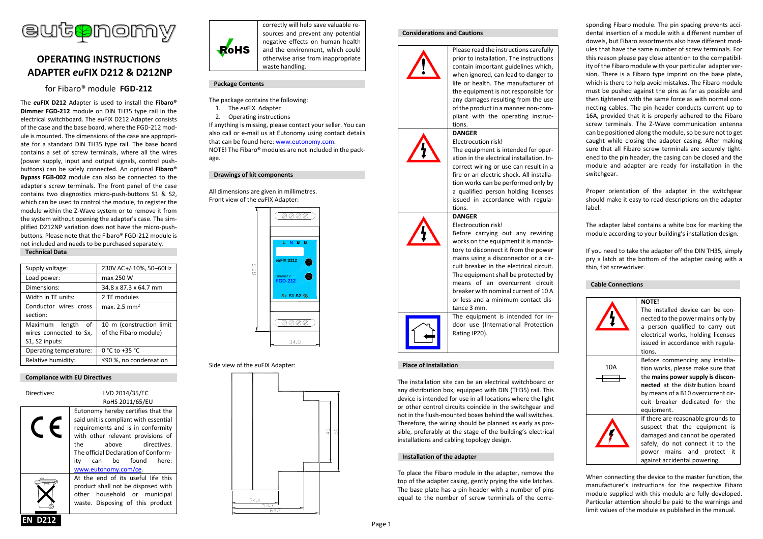# OPERATING INSTRUCTIONS ADAPTER *eu*FIX D212 & D212NP

## for Fibaro® module **FGD-212**

The ***eu*FIX D212** Adapter is used to install the **Fibaro® Dimmer FGD-212** module on DIN TH35 type rail in the electrical switchboard. The *eu*FIX D212 Adapter consists of the case and the base board, where the FGD-212 module is mounted. The dimensions of the case are appropriate for a standard DIN TH35 type rail. The base board contains a set of screw terminals, where all the wires (power supply, input and output signals, control push-buttons) can be safely connected. An optional **Fibaro® Bypass FGB-002** module can also be connected to the adapter's screw terminals. The front panel of the case contains two diagnostics micro-push-buttons S1 & S2, which can be used to control the module, to register the module within the Z-Wave system or to remove it from the system without opening the adapter's case. The simplified D212NP variation does not have the micro-push-buttons. Please note that the Fibaro® FGD-212 module is not included and needs to be purchased separately.

### Technical Data

| | |
|---|---|
| Supply voltage: | 230V AC +/-10%, 50–60Hz |
| Load power: | max 250 W |
| Dimensions: | 34.8 x 87.3 x 64.7 mm |
| Width in TE units: | 2 TE modules |
| Conductor wires cross section: | max. 2.5 mm² |
| Maximum length of wires connected to Sx, S1, S2 inputs: | 10 m (construction limit of the Fibaro module) |
| Operating temperature: | 0 °C to +35 °C |
| Relative humidity: | ≤90 %, no condensation |

### Compliance with EU Directives

Directives: LVD 2014/35/EC, RoHS 2011/65/EU

| | |
|---|---|
| CE | Eutonomy hereby certifies that the said unit is compliant with essential requirements and is in conformity with other relevant provisions of the above directives. The official Declaration of Conformity can be found here: www.eutonomy.com/ce. |
| WEEE | At the end of its useful life this product shall not be disposed with other household or municipal waste. Disposing of this product correctly will help save valuable resources and prevent any potential negative effects on human health and the environment, which could otherwise arise from inappropriate waste handling. |
| RoHS | |

EN D212

### Package Contents

The package contains the following:

1. The *eu*FIX Adapter
2. Operating instructions

If anything is missing, please contact your seller. You can also call or e-mail us at Eutonomy using contact details that can be found here: www.eutonomy.com.
NOTE! The Fibaro® modules are not included in the package.

### Drawings of kit components

All dimensions are given in millimetres.
Front view of the *eu*FIX Adapter:

Side view of the *eu*FIX Adapter:

### Considerations and Cautions

| | |
|---|---|
| ⚠ | Please read the instructions carefully prior to installation. The instructions contain important guidelines which, when ignored, can lead to danger to life or health. The manufacturer of the equipment is not responsible for any damages resulting from the use of the product in a manner non-compliant with the operating instructions. |
| ⚡ | **DANGER** Electrocution risk! The equipment is intended for operation in the electrical installation. Incorrect wiring or use can result in a fire or an electric shock. All installation works can be performed only by a qualified person holding licenses issued in accordance with regulations. |
| ⚡ | **DANGER** Electrocution risk! Before carrying out any rewiring works on the equipment it is mandatory to disconnect it from the power mains using a disconnector or a circuit breaker in the electrical circuit. The equipment shall be protected by means of an overcurrent circuit breaker with nominal current of 10 A or less and a minimum contact distance 3 mm. |
| 🏠 | The equipment is intended for indoor use (International Protection Rating IP20). |

### Place of Installation

The installation site can be an electrical switchboard or any distribution box, equipped with DIN (TH35) rail. This device is intended for use in all locations where the light or other control circuits coincide in the switchgear and not in the flush-mounted boxes behind the wall switches. Therefore, the wiring should be planned as early as possible, preferably at the stage of the building's electrical installations and cabling topology design.

### Installation of the adapter

To place the Fibaro module in the adapter, remove the top of the adapter casing, gently prying the side latches. The base plate has a pin header with a number of pins equal to the number of screw terminals of the corresponding Fibaro module. The pin spacing prevents accidental insertion of a module with a different number of dowels, but Fibaro assortments also have different modules that have the same number of screw terminals. For this reason please pay attention to the compatibility of the Fibaro module with your particular adapter version. There is a Fibaro type imprint on the base plate, which is there to help avoid mistakes. The Fibaro module must be pushed against the pins as far as possible and then tightened with the same force as with normal connecting cables. The pin header conducts current up to 16A, provided that it is properly adhered to the Fibaro screw terminals. The Z-Wave communication antenna can be positioned along the module, so be sure not to get caught while closing the adapter casing. After making sure that all Fibaro screw terminals are securely tightened to the pin header, the casing can be closed and the module and adapter are ready for installation in the switchgear.

Proper orientation of the adapter in the switchgear should make it easy to read descriptions on the adapter label.

The adapter label contains a white box for marking the module according to your building's installation design.

If you need to take the adapter off the DIN TH35, simply pry a latch at the bottom of the adapter casing with a thin, flat screwdriver.

### Cable Connections

| | |
|---|---|
| ⚡ | **NOTE!** The installed device can be connected to the power mains only by a person qualified to carry out electrical works, holding licenses issued in accordance with regulations. |
| 10A | Before commencing any installation works, please make sure that the **mains power supply is disconnected** at the distribution board by means of a B10 overcurrent circuit breaker dedicated for the equipment. |
| ⚡ | If there are reasonable grounds to suspect that the equipment is damaged and cannot be operated safely, do not connect it to the power mains and protect it against accidental powering. |

When connecting the device to the master function, the manufacturer's instructions for the respective Fibaro module supplied with this module are fully developed. Particular attention should be paid to the warnings and limit values of the module as published in the manual.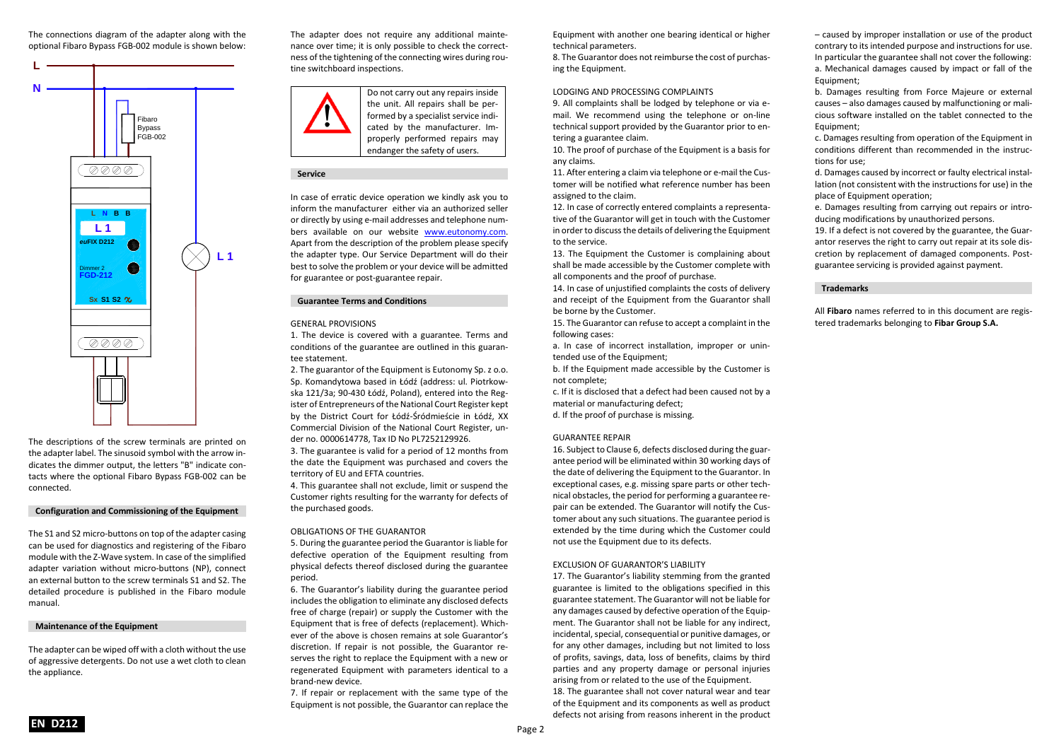The connections diagram of the adapter along with the optional Fibaro Bypass FGB-002 module is shown below:

L
N
Fibaro Bypass FGB-002
L N B B
L 1
euFIX D212
Dimmer 2
FGD-212
Sx S1 S2
L 1

The descriptions of the screw terminals are printed on the adapter label. The sinusoid symbol with the arrow indicates the dimmer output, the letters "B" indicate contacts where the optional Fibaro Bypass FGB-002 can be connected.

## Configuration and Commissioning of the Equipment

The S1 and S2 micro-buttons on top of the adapter casing can be used for diagnostics and registering of the Fibaro module with the Z-Wave system. In case of the simplified adapter variation without micro-buttons (NP), connect an external button to the screw terminals S1 and S2. The detailed procedure is published in the Fibaro module manual.

## Maintenance of the Equipment

The adapter can be wiped off with a cloth without the use of aggressive detergents. Do not use a wet cloth to clean the appliance.

The adapter does not require any additional maintenance over time; it is only possible to check the correctness of the tightening of the connecting wires during routine switchboard inspections.

| | |
|---|---|
| ! | Do not carry out any repairs inside the unit. All repairs shall be performed by a specialist service indicated by the manufacturer. Improperly performed repairs may endanger the safety of users. |

## Service

In case of erratic device operation we kindly ask you to inform the manufacturer either via an authorized seller or directly by using e-mail addresses and telephone numbers available on our website www.eutonomy.com. Apart from the description of the problem please specify the adapter type. Our Service Department will do their best to solve the problem or your device will be admitted for guarantee or post-guarantee repair.

## Guarantee Terms and Conditions

GENERAL PROVISIONS

1. The device is covered with a guarantee. Terms and conditions of the guarantee are outlined in this guarantee statement.
2. The guarantor of the Equipment is Eutonomy Sp. z o.o. Sp. Komandytowa based in Łódź (address: ul. Piotrkowska 121/3a; 90-430 Łódź, Poland), entered into the Register of Entrepreneurs of the National Court Register kept by the District Court for Łódź-Śródmieście in Łódź, XX Commercial Division of the National Court Register, under no. 0000614778, Tax ID No PL7252129926.
3. The guarantee is valid for a period of 12 months from the date the Equipment was purchased and covers the territory of EU and EFTA countries.
4. This guarantee shall not exclude, limit or suspend the Customer rights resulting for the warranty for defects of the purchased goods.

OBLIGATIONS OF THE GUARANTOR

5. During the guarantee period the Guarantor is liable for defective operation of the Equipment resulting from physical defects thereof disclosed during the guarantee period.
6. The Guarantor's liability during the guarantee period includes the obligation to eliminate any disclosed defects free of charge (repair) or supply the Customer with the Equipment that is free of defects (replacement). Whichever of the above is chosen remains at sole Guarantor's discretion. If repair is not possible, the Guarantor reserves the right to replace the Equipment with a new or regenerated Equipment with parameters identical to a brand-new device.
7. If repair or replacement with the same type of the Equipment is not possible, the Guarantor can replace the Equipment with another one bearing identical or higher technical parameters.
8. The Guarantor does not reimburse the cost of purchasing the Equipment.

LODGING AND PROCESSING COMPLAINTS

9. All complaints shall be lodged by telephone or via e-mail. We recommend using the telephone or on-line technical support provided by the Guarantor prior to entering a guarantee claim.
10. The proof of purchase of the Equipment is a basis for any claims.
11. After entering a claim via telephone or e-mail the Customer will be notified what reference number has been assigned to the claim.
12. In case of correctly entered complaints a representative of the Guarantor will get in touch with the Customer in order to discuss the details of delivering the Equipment to the service.
13. The Equipment the Customer is complaining about shall be made accessible by the Customer complete with all components and the proof of purchase.
14. In case of unjustified complaints the costs of delivery and receipt of the Equipment from the Guarantor shall be borne by the Customer.
15. The Guarantor can refuse to accept a complaint in the following cases:
a. In case of incorrect installation, improper or unintended use of the Equipment;
b. If the Equipment made accessible by the Customer is not complete;
c. If it is disclosed that a defect had been caused not by a material or manufacturing defect;
d. If the proof of purchase is missing.

GUARANTEE REPAIR

16. Subject to Clause 6, defects disclosed during the guarantee period will be eliminated within 30 working days of the date of delivering the Equipment to the Guarantor. In exceptional cases, e.g. missing spare parts or other technical obstacles, the period for performing a guarantee repair can be extended. The Guarantor will notify the Customer about any such situations. The guarantee period is extended by the time during which the Customer could not use the Equipment due to its defects.

EXCLUSION OF GUARANTOR'S LIABILITY

17. The Guarantor's liability stemming from the granted guarantee is limited to the obligations specified in this guarantee statement. The Guarantor will not be liable for any damages caused by defective operation of the Equipment. The Guarantor shall not be liable for any indirect, incidental, special, consequential or punitive damages, or for any other damages, including but not limited to loss of profits, savings, data, loss of benefits, claims by third parties and any property damage or personal injuries arising from or related to the use of the Equipment.
18. The guarantee shall not cover natural wear and tear of the Equipment and its components as well as product defects not arising from reasons inherent in the product – caused by improper installation or use of the product contrary to its intended purpose and instructions for use. In particular the guarantee shall not cover the following:
a. Mechanical damages caused by impact or fall of the Equipment;
b. Damages resulting from Force Majeure or external causes – also damages caused by malfunctioning or malicious software installed on the tablet connected to the Equipment;
c. Damages resulting from operation of the Equipment in conditions different than recommended in the instructions for use;
d. Damages caused by incorrect or faulty electrical installation (not consistent with the instructions for use) in the place of Equipment operation;
e. Damages resulting from carrying out repairs or introducing modifications by unauthorized persons.
19. If a defect is not covered by the guarantee, the Guarantor reserves the right to carry out repair at its sole discretion by replacement of damaged components. Post-guarantee servicing is provided against payment.

## Trademarks

All **Fibaro** names referred to in this document are registered trademarks belonging to **Fibar Group S.A.**